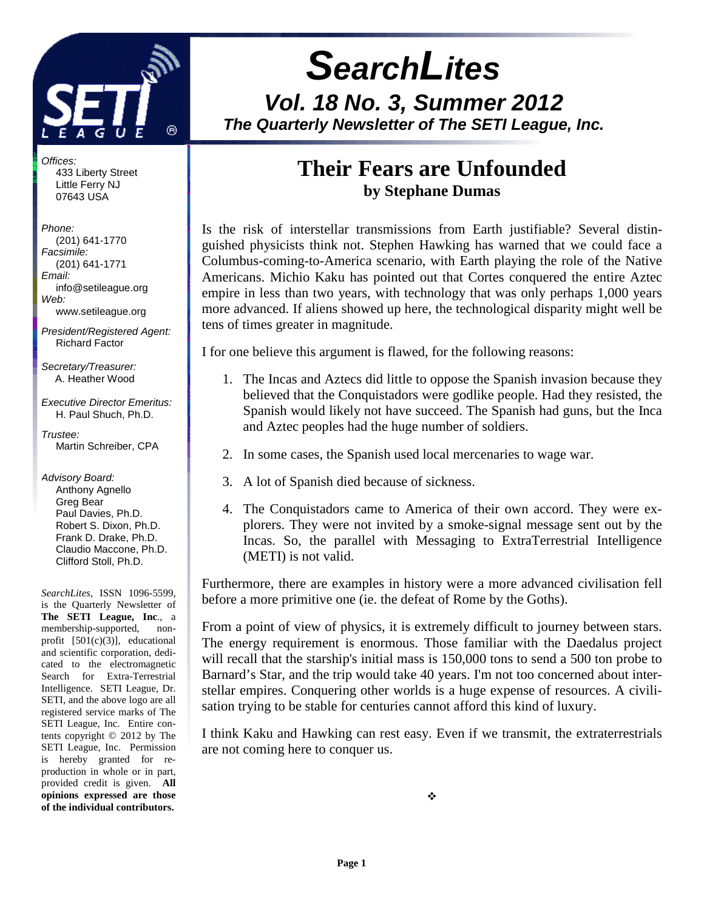# SearchLites

## Vol. 18 No. 3, Summer 2012

### The Quarterly Newsletter of The SETI League, Inc.

*Offices:*
433 Liberty Street
Little Ferry NJ
07643 USA

*Phone:*
(201) 641-1770
*Facsimile:*
(201) 641-1771
*Email:*
info@setileague.org
*Web:*
www.setileague.org

*President/Registered Agent:*
Richard Factor

*Secretary/Treasurer:*
A. Heather Wood

*Executive Director Emeritus:*
H. Paul Shuch, Ph.D.

*Trustee:*
Martin Schreiber, CPA

*Advisory Board:*
Anthony Agnello
Greg Bear
Paul Davies, Ph.D.
Robert S. Dixon, Ph.D.
Frank D. Drake, Ph.D.
Claudio Maccone, Ph.D.
Clifford Stoll, Ph.D.

*SearchLites*, ISSN 1096-5599, is the Quarterly Newsletter of **The SETI League, Inc**., a membership-supported, non-profit [501(c)(3)], educational and scientific corporation, dedicated to the electromagnetic Search for Extra-Terrestrial Intelligence. SETI League, Dr. SETI, and the above logo are all registered service marks of The SETI League, Inc. Entire contents copyright © 2012 by The SETI League, Inc. Permission is hereby granted for reproduction in whole or in part, provided credit is given. **All opinions expressed are those of the individual contributors.**

## Their Fears are Unfounded

**by Stephane Dumas**

Is the risk of interstellar transmissions from Earth justifiable? Several distinguished physicists think not. Stephen Hawking has warned that we could face a Columbus-coming-to-America scenario, with Earth playing the role of the Native Americans. Michio Kaku has pointed out that Cortes conquered the entire Aztec empire in less than two years, with technology that was only perhaps 1,000 years more advanced. If aliens showed up here, the technological disparity might well be tens of times greater in magnitude.

I for one believe this argument is flawed, for the following reasons:

1. The Incas and Aztecs did little to oppose the Spanish invasion because they believed that the Conquistadors were godlike people. Had they resisted, the Spanish would likely not have succeed. The Spanish had guns, but the Inca and Aztec peoples had the huge number of soldiers.
2. In some cases, the Spanish used local mercenaries to wage war.
3. A lot of Spanish died because of sickness.
4. The Conquistadors came to America of their own accord. They were explorers. They were not invited by a smoke-signal message sent out by the Incas. So, the parallel with Messaging to ExtraTerrestrial Intelligence (METI) is not valid.

Furthermore, there are examples in history were a more advanced civilisation fell before a more primitive one (ie. the defeat of Rome by the Goths).

From a point of view of physics, it is extremely difficult to journey between stars. The energy requirement is enormous. Those familiar with the Daedalus project will recall that the starship's initial mass is 150,000 tons to send a 500 ton probe to Barnard's Star, and the trip would take 40 years. I'm not too concerned about interstellar empires. Conquering other worlds is a huge expense of resources. A civilisation trying to be stable for centuries cannot afford this kind of luxury.

I think Kaku and Hawking can rest easy. Even if we transmit, the extraterrestrials are not coming here to conquer us.

❖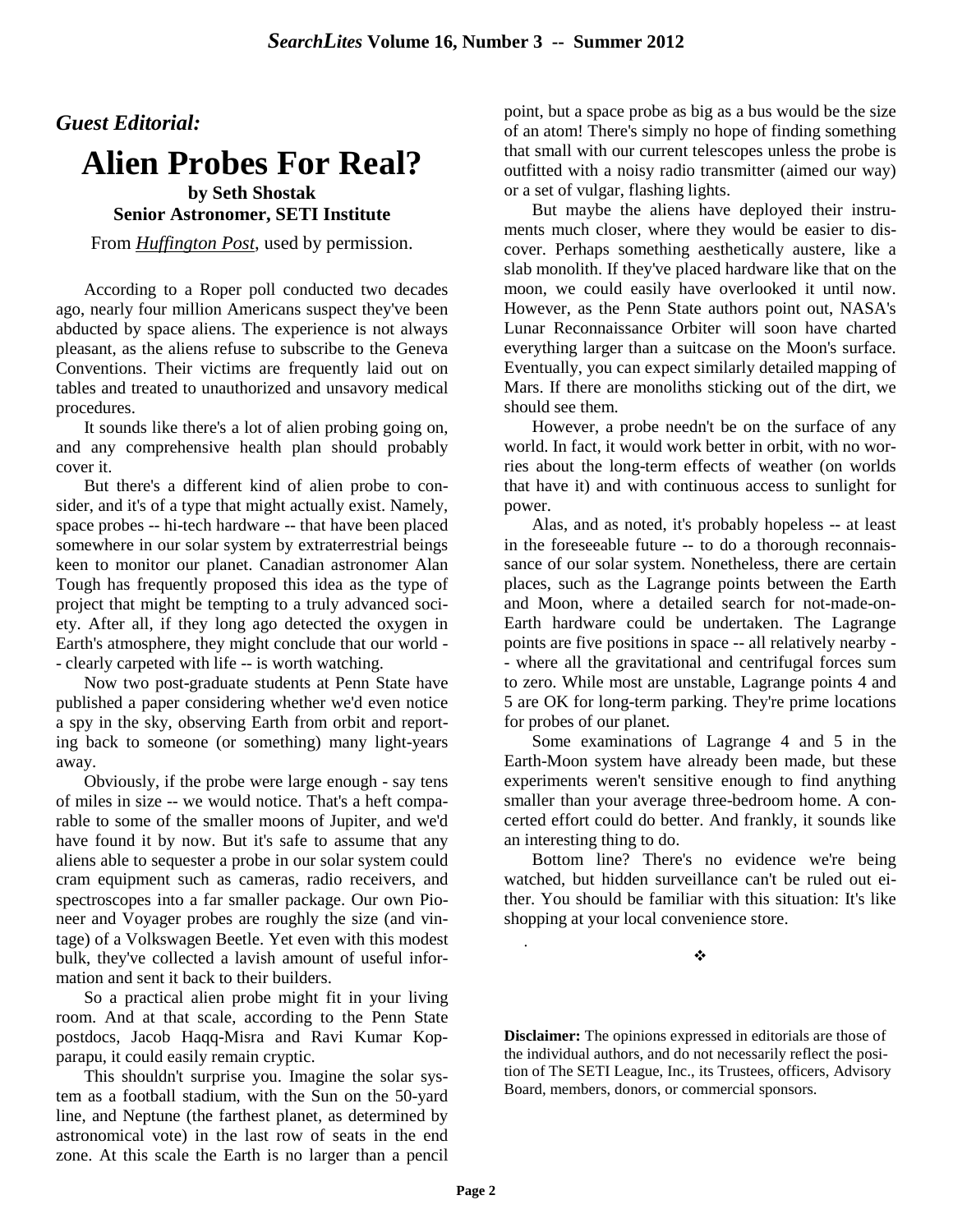*Guest Editorial:*

# Alien Probes For Real?

**by Seth Shostak**
**Senior Astronomer, SETI Institute**

From *Huffington Post*, used by permission.

According to a Roper poll conducted two decades ago, nearly four million Americans suspect they've been abducted by space aliens. The experience is not always pleasant, as the aliens refuse to subscribe to the Geneva Conventions. Their victims are frequently laid out on tables and treated to unauthorized and unsavory medical procedures.

It sounds like there's a lot of alien probing going on, and any comprehensive health plan should probably cover it.

But there's a different kind of alien probe to consider, and it's of a type that might actually exist. Namely, space probes -- hi-tech hardware -- that have been placed somewhere in our solar system by extraterrestrial beings keen to monitor our planet. Canadian astronomer Alan Tough has frequently proposed this idea as the type of project that might be tempting to a truly advanced society. After all, if they long ago detected the oxygen in Earth's atmosphere, they might conclude that our world -- clearly carpeted with life -- is worth watching.

Now two post-graduate students at Penn State have published a paper considering whether we'd even notice a spy in the sky, observing Earth from orbit and reporting back to someone (or something) many light-years away.

Obviously, if the probe were large enough - say tens of miles in size -- we would notice. That's a heft comparable to some of the smaller moons of Jupiter, and we'd have found it by now. But it's safe to assume that any aliens able to sequester a probe in our solar system could cram equipment such as cameras, radio receivers, and spectroscopes into a far smaller package. Our own Pioneer and Voyager probes are roughly the size (and vintage) of a Volkswagen Beetle. Yet even with this modest bulk, they've collected a lavish amount of useful information and sent it back to their builders.

So a practical alien probe might fit in your living room. And at that scale, according to the Penn State postdocs, Jacob Haqq-Misra and Ravi Kumar Kopparapu, it could easily remain cryptic.

This shouldn't surprise you. Imagine the solar system as a football stadium, with the Sun on the 50-yard line, and Neptune (the farthest planet, as determined by astronomical vote) in the last row of seats in the end zone. At this scale the Earth is no larger than a pencil point, but a space probe as big as a bus would be the size of an atom! There's simply no hope of finding something that small with our current telescopes unless the probe is outfitted with a noisy radio transmitter (aimed our way) or a set of vulgar, flashing lights.

But maybe the aliens have deployed their instruments much closer, where they would be easier to discover. Perhaps something aesthetically austere, like a slab monolith. If they've placed hardware like that on the moon, we could easily have overlooked it until now. However, as the Penn State authors point out, NASA's Lunar Reconnaissance Orbiter will soon have charted everything larger than a suitcase on the Moon's surface. Eventually, you can expect similarly detailed mapping of Mars. If there are monoliths sticking out of the dirt, we should see them.

However, a probe needn't be on the surface of any world. In fact, it would work better in orbit, with no worries about the long-term effects of weather (on worlds that have it) and with continuous access to sunlight for power.

Alas, and as noted, it's probably hopeless -- at least in the foreseeable future -- to do a thorough reconnaissance of our solar system. Nonetheless, there are certain places, such as the Lagrange points between the Earth and Moon, where a detailed search for not-made-on-Earth hardware could be undertaken. The Lagrange points are five positions in space -- all relatively nearby -- where all the gravitational and centrifugal forces sum to zero. While most are unstable, Lagrange points 4 and 5 are OK for long-term parking. They're prime locations for probes of our planet.

Some examinations of Lagrange 4 and 5 in the Earth-Moon system have already been made, but these experiments weren't sensitive enough to find anything smaller than your average three-bedroom home. A concerted effort could do better. And frankly, it sounds like an interesting thing to do.

Bottom line? There's no evidence we're being watched, but hidden surveillance can't be ruled out either. You should be familiar with this situation: It's like shopping at your local convenience store.

❖

**Disclaimer:** The opinions expressed in editorials are those of the individual authors, and do not necessarily reflect the position of The SETI League, Inc., its Trustees, officers, Advisory Board, members, donors, or commercial sponsors.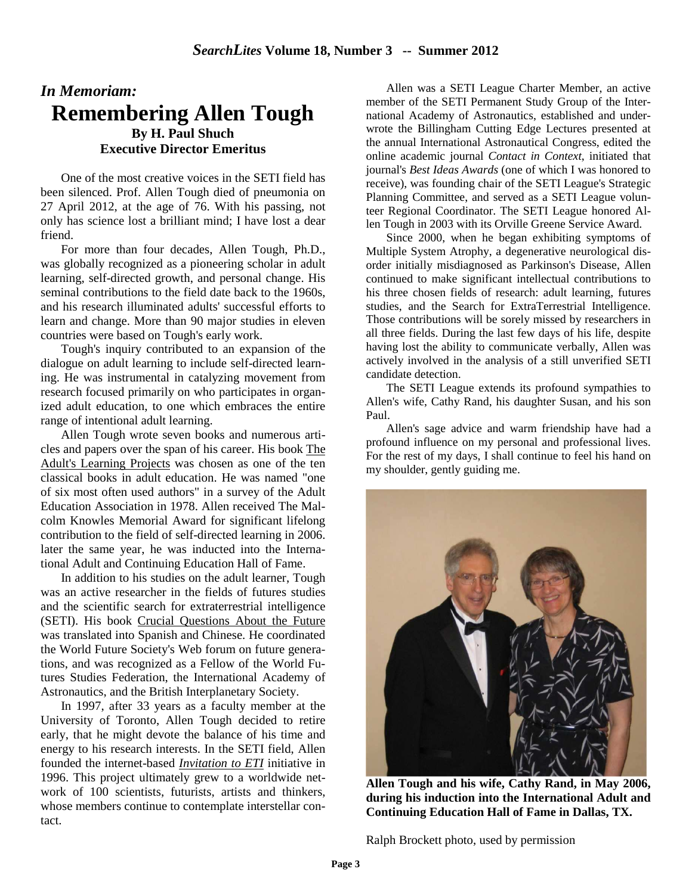## *In Memoriam:*

# Remembering Allen Tough

**By H. Paul Shuch**
**Executive Director Emeritus**

One of the most creative voices in the SETI field has been silenced. Prof. Allen Tough died of pneumonia on 27 April 2012, at the age of 76. With his passing, not only has science lost a brilliant mind; I have lost a dear friend.

For more than four decades, Allen Tough, Ph.D., was globally recognized as a pioneering scholar in adult learning, self-directed growth, and personal change. His seminal contributions to the field date back to the 1960s, and his research illuminated adults' successful efforts to learn and change. More than 90 major studies in eleven countries were based on Tough's early work.

Tough's inquiry contributed to an expansion of the dialogue on adult learning to include self-directed learning. He was instrumental in catalyzing movement from research focused primarily on who participates in organized adult education, to one which embraces the entire range of intentional adult learning.

Allen Tough wrote seven books and numerous articles and papers over the span of his career. His book The Adult's Learning Projects was chosen as one of the ten classical books in adult education. He was named "one of six most often used authors" in a survey of the Adult Education Association in 1978. Allen received The Malcolm Knowles Memorial Award for significant lifelong contribution to the field of self-directed learning in 2006. later the same year, he was inducted into the International Adult and Continuing Education Hall of Fame.

In addition to his studies on the adult learner, Tough was an active researcher in the fields of futures studies and the scientific search for extraterrestrial intelligence (SETI). His book Crucial Questions About the Future was translated into Spanish and Chinese. He coordinated the World Future Society's Web forum on future generations, and was recognized as a Fellow of the World Futures Studies Federation, the International Academy of Astronautics, and the British Interplanetary Society.

In 1997, after 33 years as a faculty member at the University of Toronto, Allen Tough decided to retire early, that he might devote the balance of his time and energy to his research interests. In the SETI field, Allen founded the internet-based ***Invitation to ETI*** initiative in 1996. This project ultimately grew to a worldwide network of 100 scientists, futurists, artists and thinkers, whose members continue to contemplate interstellar contact.

Allen was a SETI League Charter Member, an active member of the SETI Permanent Study Group of the International Academy of Astronautics, established and underwrote the Billingham Cutting Edge Lectures presented at the annual International Astronautical Congress, edited the online academic journal *Contact in Context*, initiated that journal's *Best Ideas Awards* (one of which I was honored to receive), was founding chair of the SETI League's Strategic Planning Committee, and served as a SETI League volunteer Regional Coordinator. The SETI League honored Allen Tough in 2003 with its Orville Greene Service Award.

Since 2000, when he began exhibiting symptoms of Multiple System Atrophy, a degenerative neurological disorder initially misdiagnosed as Parkinson's Disease, Allen continued to make significant intellectual contributions to his three chosen fields of research: adult learning, futures studies, and the Search for ExtraTerrestrial Intelligence. Those contributions will be sorely missed by researchers in all three fields. During the last few days of his life, despite having lost the ability to communicate verbally, Allen was actively involved in the analysis of a still unverified SETI candidate detection.

The SETI League extends its profound sympathies to Allen's wife, Cathy Rand, his daughter Susan, and his son Paul.

Allen's sage advice and warm friendship have had a profound influence on my personal and professional lives. For the rest of my days, I shall continue to feel his hand on my shoulder, gently guiding me.

**Allen Tough and his wife, Cathy Rand, in May 2006, during his induction into the International Adult and Continuing Education Hall of Fame in Dallas, TX.**

Ralph Brockett photo, used by permission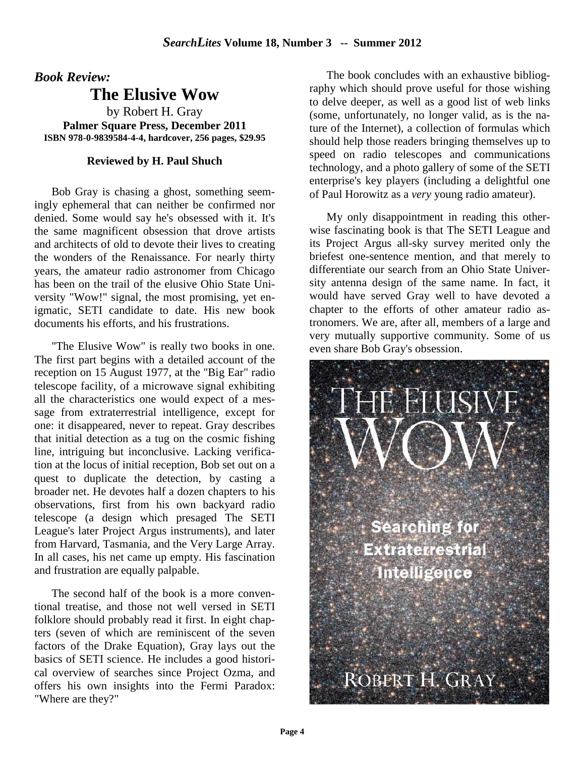## *Book Review:*

# The Elusive Wow

by Robert H. Gray

**Palmer Square Press, December 2011**

**ISBN 978-0-9839584-4-4, hardcover, 256 pages, $29.95**

**Reviewed by H. Paul Shuch**

Bob Gray is chasing a ghost, something seemingly ephemeral that can neither be confirmed nor denied. Some would say he's obsessed with it. It's the same magnificent obsession that drove artists and architects of old to devote their lives to creating the wonders of the Renaissance. For nearly thirty years, the amateur radio astronomer from Chicago has been on the trail of the elusive Ohio State University "Wow!" signal, the most promising, yet enigmatic, SETI candidate to date. His new book documents his efforts, and his frustrations.

"The Elusive Wow" is really two books in one. The first part begins with a detailed account of the reception on 15 August 1977, at the "Big Ear" radio telescope facility, of a microwave signal exhibiting all the characteristics one would expect of a message from extraterrestrial intelligence, except for one: it disappeared, never to repeat. Gray describes that initial detection as a tug on the cosmic fishing line, intriguing but inconclusive. Lacking verification at the locus of initial reception, Bob set out on a quest to duplicate the detection, by casting a broader net. He devotes half a dozen chapters to his observations, first from his own backyard radio telescope (a design which presaged The SETI League's later Project Argus instruments), and later from Harvard, Tasmania, and the Very Large Array. In all cases, his net came up empty. His fascination and frustration are equally palpable.

The second half of the book is a more conventional treatise, and those not well versed in SETI folklore should probably read it first. In eight chapters (seven of which are reminiscent of the seven factors of the Drake Equation), Gray lays out the basics of SETI science. He includes a good historical overview of searches since Project Ozma, and offers his own insights into the Fermi Paradox: "Where are they?"

The book concludes with an exhaustive bibliography which should prove useful for those wishing to delve deeper, as well as a good list of web links (some, unfortunately, no longer valid, as is the nature of the Internet), a collection of formulas which should help those readers bringing themselves up to speed on radio telescopes and communications technology, and a photo gallery of some of the SETI enterprise's key players (including a delightful one of Paul Horowitz as a *very* young radio amateur).

My only disappointment in reading this otherwise fascinating book is that The SETI League and its Project Argus all-sky survey merited only the briefest one-sentence mention, and that merely to differentiate our search from an Ohio State University antenna design of the same name. In fact, it would have served Gray well to have devoted a chapter to the efforts of other amateur radio astronomers. We are, after all, members of a large and very mutually supportive community. Some of us even share Bob Gray's obsession.

THE ELUSIVE WOW

Searching for Extraterrestrial Intelligence

ROBERT H. GRAY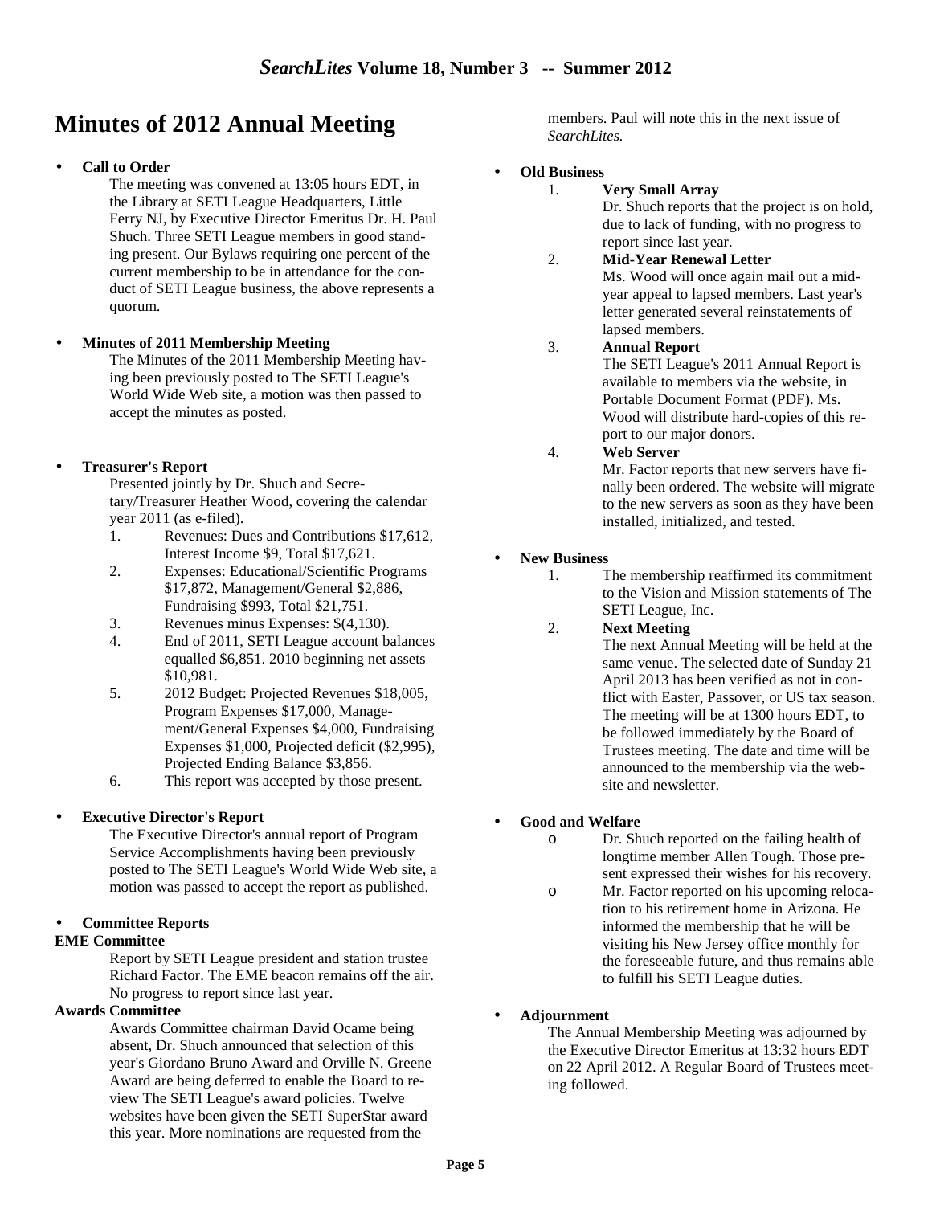# Minutes of 2012 Annual Meeting

- **Call to Order**

  The meeting was convened at 13:05 hours EDT, in the Library at SETI League Headquarters, Little Ferry NJ, by Executive Director Emeritus Dr. H. Paul Shuch. Three SETI League members in good standing present. Our Bylaws requiring one percent of the current membership to be in attendance for the conduct of SETI League business, the above represents a quorum.

- **Minutes of 2011 Membership Meeting**

  The Minutes of the 2011 Membership Meeting having been previously posted to The SETI League's World Wide Web site, a motion was then passed to accept the minutes as posted.

- **Treasurer's Report**

  Presented jointly by Dr. Shuch and Secretary/Treasurer Heather Wood, covering the calendar year 2011 (as e-filed).

  1. Revenues: Dues and Contributions $17,612, Interest Income $9, Total $17,621.
  2. Expenses: Educational/Scientific Programs $17,872, Management/General $2,886, Fundraising $993, Total $21,751.
  3. Revenues minus Expenses: $(4,130).
  4. End of 2011, SETI League account balances equalled $6,851. 2010 beginning net assets $10,981.
  5. 2012 Budget: Projected Revenues $18,005, Program Expenses $17,000, Management/General Expenses $4,000, Fundraising Expenses $1,000, Projected deficit ($2,995), Projected Ending Balance $3,856.
  6. This report was accepted by those present.

- **Executive Director's Report**

  The Executive Director's annual report of Program Service Accomplishments having been previously posted to The SETI League's World Wide Web site, a motion was passed to accept the report as published.

- **Committee Reports**

**EME Committee**

Report by SETI League president and station trustee Richard Factor. The EME beacon remains off the air. No progress to report since last year.

**Awards Committee**

Awards Committee chairman David Ocame being absent, Dr. Shuch announced that selection of this year's Giordano Bruno Award and Orville N. Greene Award are being deferred to enable the Board to review The SETI League's award policies. Twelve websites have been given the SETI SuperStar award this year. More nominations are requested from the members. Paul will note this in the next issue of *SearchLites.*

- **Old Business**

  1. **Very Small Array**
     Dr. Shuch reports that the project is on hold, due to lack of funding, with no progress to report since last year.
  2. **Mid-Year Renewal Letter**
     Ms. Wood will once again mail out a mid-year appeal to lapsed members. Last year's letter generated several reinstatements of lapsed members.
  3. **Annual Report**
     The SETI League's 2011 Annual Report is available to members via the website, in Portable Document Format (PDF). Ms. Wood will distribute hard-copies of this report to our major donors.
  4. **Web Server**
     Mr. Factor reports that new servers have finally been ordered. The website will migrate to the new servers as soon as they have been installed, initialized, and tested.

- **New Business**

  1. The membership reaffirmed its commitment to the Vision and Mission statements of The SETI League, Inc.
  2. **Next Meeting**
     The next Annual Meeting will be held at the same venue. The selected date of Sunday 21 April 2013 has been verified as not in conflict with Easter, Passover, or US tax season. The meeting will be at 1300 hours EDT, to be followed immediately by the Board of Trustees meeting. The date and time will be announced to the membership via the website and newsletter.

- **Good and Welfare**

  - Dr. Shuch reported on the failing health of longtime member Allen Tough. Those present expressed their wishes for his recovery.
  - Mr. Factor reported on his upcoming relocation to his retirement home in Arizona. He informed the membership that he will be visiting his New Jersey office monthly for the foreseeable future, and thus remains able to fulfill his SETI League duties.

- **Adjournment**

  The Annual Membership Meeting was adjourned by the Executive Director Emeritus at 13:32 hours EDT on 22 April 2012. A Regular Board of Trustees meeting followed.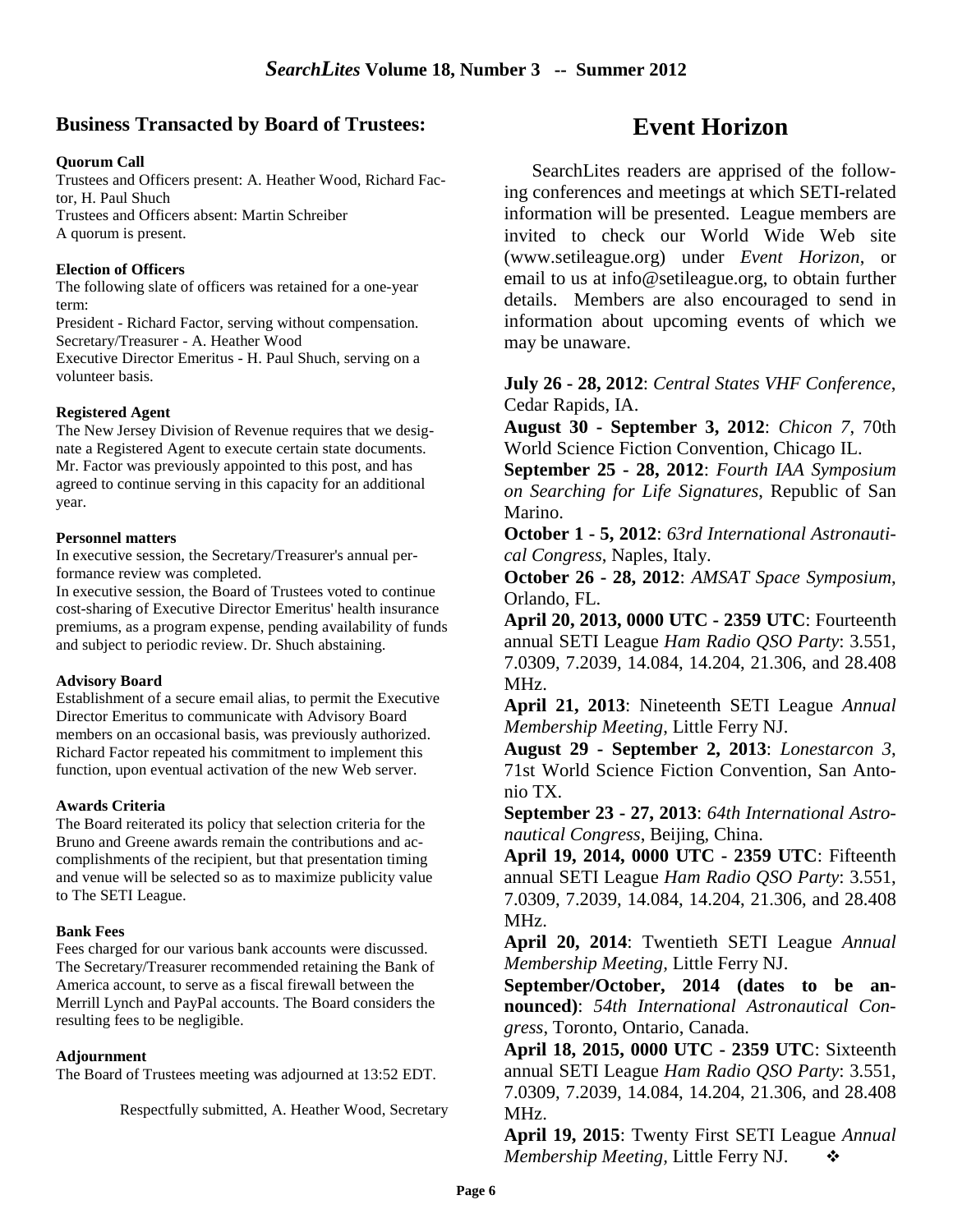## Business Transacted by Board of Trustees:

**Quorum Call**

Trustees and Officers present: A. Heather Wood, Richard Factor, H. Paul Shuch

Trustees and Officers absent: Martin Schreiber

A quorum is present.

**Election of Officers**

The following slate of officers was retained for a one-year term:

President - Richard Factor, serving without compensation.

Secretary/Treasurer - A. Heather Wood

Executive Director Emeritus - H. Paul Shuch, serving on a volunteer basis.

**Registered Agent**

The New Jersey Division of Revenue requires that we designate a Registered Agent to execute certain state documents. Mr. Factor was previously appointed to this post, and has agreed to continue serving in this capacity for an additional year.

**Personnel matters**

In executive session, the Secretary/Treasurer's annual performance review was completed.

In executive session, the Board of Trustees voted to continue cost-sharing of Executive Director Emeritus' health insurance premiums, as a program expense, pending availability of funds and subject to periodic review. Dr. Shuch abstaining.

**Advisory Board**

Establishment of a secure email alias, to permit the Executive Director Emeritus to communicate with Advisory Board members on an occasional basis, was previously authorized. Richard Factor repeated his commitment to implement this function, upon eventual activation of the new Web server.

**Awards Criteria**

The Board reiterated its policy that selection criteria for the Bruno and Greene awards remain the contributions and accomplishments of the recipient, but that presentation timing and venue will be selected so as to maximize publicity value to The SETI League.

**Bank Fees**

Fees charged for our various bank accounts were discussed. The Secretary/Treasurer recommended retaining the Bank of America account, to serve as a fiscal firewall between the Merrill Lynch and PayPal accounts. The Board considers the resulting fees to be negligible.

**Adjournment**

The Board of Trustees meeting was adjourned at 13:52 EDT.

Respectfully submitted, A. Heather Wood, Secretary

# Event Horizon

SearchLites readers are apprised of the following conferences and meetings at which SETI-related information will be presented. League members are invited to check our World Wide Web site (www.setileague.org) under *Event Horizon*, or email to us at info@setileague.org, to obtain further details. Members are also encouraged to send in information about upcoming events of which we may be unaware.

**July 26 - 28, 2012**: *Central States VHF Conference*, Cedar Rapids, IA.

**August 30 - September 3, 2012**: *Chicon 7*, 70th World Science Fiction Convention, Chicago IL.

**September 25 - 28, 2012**: *Fourth IAA Symposium on Searching for Life Signatures*, Republic of San Marino.

**October 1 - 5, 2012**: *63rd International Astronautical Congress*, Naples, Italy.

**October 26 - 28, 2012**: *AMSAT Space Symposium*, Orlando, FL.

**April 20, 2013, 0000 UTC - 2359 UTC**: Fourteenth annual SETI League *Ham Radio QSO Party*: 3.551, 7.0309, 7.2039, 14.084, 14.204, 21.306, and 28.408 MHz.

**April 21, 2013**: Nineteenth SETI League *Annual Membership Meeting*, Little Ferry NJ.

**August 29 - September 2, 2013**: *Lonestarcon 3*, 71st World Science Fiction Convention, San Antonio TX.

**September 23 - 27, 2013**: *64th International Astronautical Congress*, Beijing, China.

**April 19, 2014, 0000 UTC - 2359 UTC**: Fifteenth annual SETI League *Ham Radio QSO Party*: 3.551, 7.0309, 7.2039, 14.084, 14.204, 21.306, and 28.408 MHz.

**April 20, 2014**: Twentieth SETI League *Annual Membership Meeting*, Little Ferry NJ.

**September/October, 2014 (dates to be announced)**: *54th International Astronautical Congress*, Toronto, Ontario, Canada.

**April 18, 2015, 0000 UTC - 2359 UTC**: Sixteenth annual SETI League *Ham Radio QSO Party*: 3.551, 7.0309, 7.2039, 14.084, 14.204, 21.306, and 28.408 MHz.

**April 19, 2015**: Twenty First SETI League *Annual Membership Meeting*, Little Ferry NJ. ❖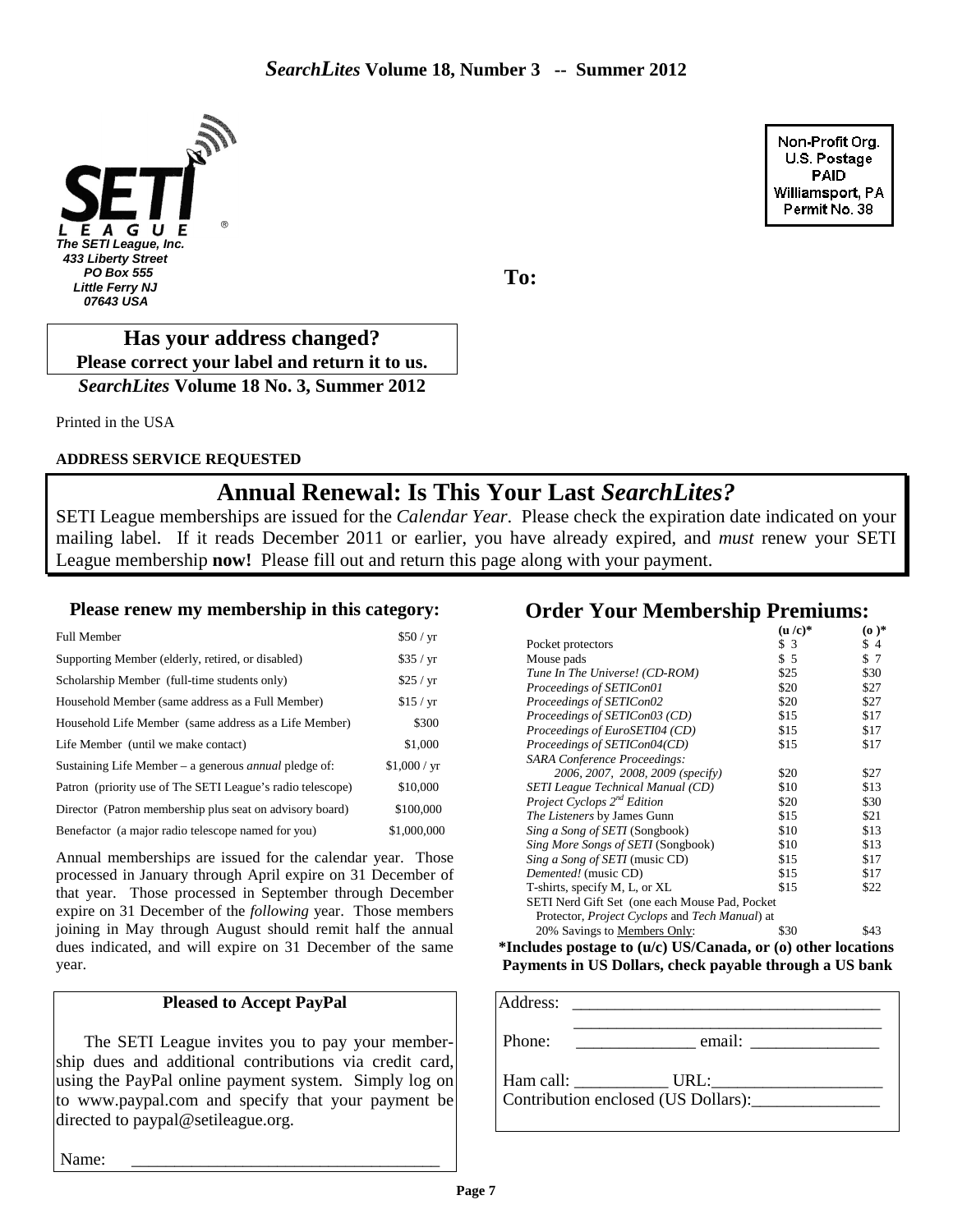*SearchLites* **Volume 18, Number 3 -- Summer 2012**

SETI LEAGUE ®

***The SETI League, Inc.***
***433 Liberty Street***
***PO Box 555***
***Little Ferry NJ***
***07643 USA***

Non-Profit Org.
U.S. Postage
PAID
Williamsport, PA
Permit No. 38

**To:**

**Has your address changed?**
**Please correct your label and return it to us.**
*SearchLites* **Volume 18 No. 3, Summer 2012**

Printed in the USA

**ADDRESS SERVICE REQUESTED**

# Annual Renewal: Is This Your Last *SearchLites?*

SETI League memberships are issued for the *Calendar Year*. Please check the expiration date indicated on your mailing label. If it reads December 2011 or earlier, you have already expired, and *must* renew your SETI League membership **now!** Please fill out and return this page along with your payment.

## Please renew my membership in this category:

| | |
|---|---|
| Full Member | $50 / yr |
| Supporting Member (elderly, retired, or disabled) | $35 / yr |
| Scholarship Member (full-time students only) | $25 / yr |
| Household Member (same address as a Full Member) | $15 / yr |
| Household Life Member (same address as a Life Member) | $300 |
| Life Member (until we make contact) | $1,000 |
| Sustaining Life Member – a generous *annual* pledge of: | $1,000 / yr |
| Patron (priority use of The SETI League's radio telescope) | $10,000 |
| Director (Patron membership plus seat on advisory board) | $100,000 |
| Benefactor (a major radio telescope named for you) | $1,000,000 |

Annual memberships are issued for the calendar year. Those processed in January through April expire on 31 December of that year. Those processed in September through December expire on 31 December of the *following* year. Those members joining in May through August should remit half the annual dues indicated, and will expire on 31 December of the same year.

**Pleased to Accept PayPal**

The SETI League invites you to pay your membership dues and additional contributions via credit card, using the PayPal online payment system. Simply log on to www.paypal.com and specify that your payment be directed to paypal@setileague.org.

Name: ___________________________________

## Order Your Membership Premiums:

| | (u /c)* | (o )* |
|---|---|---|
| Pocket protectors | $ 3 | $ 4 |
| Mouse pads | $ 5 | $ 7 |
| *Tune In The Universe! (CD-ROM)* | $25 | $30 |
| *Proceedings of SETICon01* | $20 | $27 |
| *Proceedings of SETICon02* | $20 | $27 |
| *Proceedings of SETICon03 (CD)* | $15 | $17 |
| *Proceedings of EuroSETI04 (CD)* | $15 | $17 |
| *Proceedings of SETICon04(CD)* | $15 | $17 |
| *SARA Conference Proceedings: 2006, 2007, 2008, 2009 (specify)* | $20 | $27 |
| *SETI League Technical Manual (CD)* | $10 | $13 |
| *Project Cyclops 2nd Edition* | $20 | $30 |
| *The Listeners* by James Gunn | $15 | $21 |
| *Sing a Song of SETI* (Songbook) | $10 | $13 |
| *Sing More Songs of SETI* (Songbook) | $10 | $13 |
| *Sing a Song of SETI* (music CD) | $15 | $17 |
| *Demented!* (music CD) | $15 | $17 |
| T-shirts, specify M, L, or XL | $15 | $22 |
| SETI Nerd Gift Set (one each Mouse Pad, Pocket Protector, *Project Cyclops* and *Tech Manual*) at 20% Savings to Members Only: | $30 | $43 |

**\*Includes postage to (u/c) US/Canada, or (o) other locations**
**Payments in US Dollars, check payable through a US bank**

Address: ___________________________________
___________________________________
Phone: ______________ email: _______________

Ham call: ___________ URL:____________________
Contribution enclosed (US Dollars):_______________